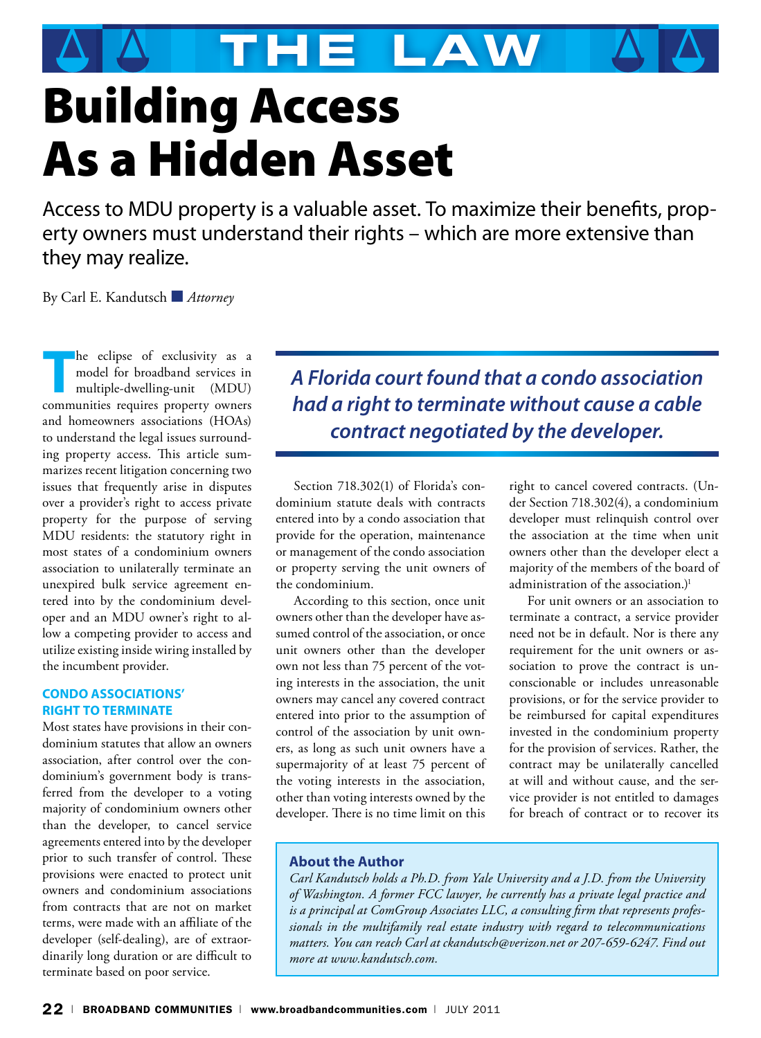# THE LAW

# Building Access As a Hidden Asset

Access to MDU property is a valuable asset. To maximize their benefits, property owners must understand their rights – which are more extensive than they may realize.

By Carl E. Kandutsch ■ *Attorney*

The eclipse of exclusivity as a model for broadband services in multiple-dwelling-unit (MDU) communities requires property owners and homeowners associations (HOAs) to understand the legal issues surrounding property access. This article summarizes recent litigation concerning two issues that frequently arise in disputes over a provider's right to access private property for the purpose of serving MDU residents: the statutory right in most states of a condominium owners association to unilaterally terminate an unexpired bulk service agreement entered into by the condominium developer and an MDU owner's right to allow a competing provider to access and utilize existing inside wiring installed by the incumbent provider.

### CONDO ASSOCIATIONS' RIGHT TO TERMINATE

Most states have provisions in their condominium statutes that allow an owners association, after control over the condominium's government body is transferred from the developer to a voting majority of condominium owners other than the developer, to cancel service agreements entered into by the developer prior to such transfer of control. These provisions were enacted to protect unit owners and condominium associations from contracts that are not on market terms, were made with an affiliate of the developer (self-dealing), are of extraordinarily long duration or are difficult to terminate based on poor service.

> ***A Florida court found that a condo association had a right to terminate without cause a cable contract negotiated by the developer.***

Section 718.302(1) of Florida's condominium statute deals with contracts entered into by a condo association that provide for the operation, maintenance or management of the condo association or property serving the unit owners of the condominium.

According to this section, once unit owners other than the developer have assumed control of the association, or once unit owners other than the developer own not less than 75 percent of the voting interests in the association, the unit owners may cancel any covered contract entered into prior to the assumption of control of the association by unit owners, as long as such unit owners have a supermajority of at least 75 percent of the voting interests in the association, other than voting interests owned by the developer. There is no time limit on this right to cancel covered contracts. (Under Section 718.302(4), a condominium developer must relinquish control over the association at the time when unit owners other than the developer elect a majority of the members of the board of administration of the association.)[1]

For unit owners or an association to terminate a contract, a service provider need not be in default. Nor is there any requirement for the unit owners or association to prove the contract is unconscionable or includes unreasonable provisions, or for the service provider to be reimbursed for capital expenditures invested in the condominium property for the provision of services. Rather, the contract may be unilaterally cancelled at will and without cause, and the service provider is not entitled to damages for breach of contract or to recover its

**About the Author**

*Carl Kandutsch holds a Ph.D. from Yale University and a J.D. from the University of Washington. A former FCC lawyer, he currently has a private legal practice and is a principal at ComGroup Associates LLC, a consulting firm that represents professionals in the multifamily real estate industry with regard to telecommunications matters. You can reach Carl at ckandutsch@verizon.net or 207-659-6247. Find out more at www.kandutsch.com.*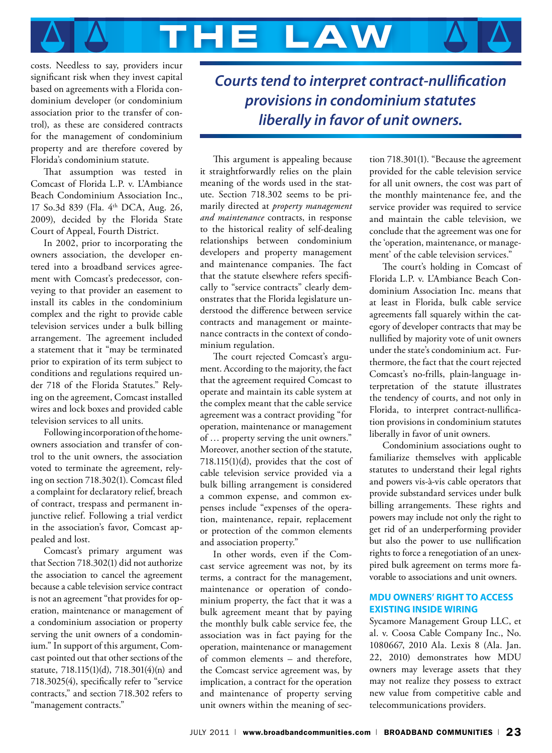costs. Needless to say, providers incur significant risk when they invest capital based on agreements with a Florida condominium developer (or condominium association prior to the transfer of control), as these are considered contracts for the management of condominium property and are therefore covered by Florida's condominium statute.

That assumption was tested in Comcast of Florida L.P. v. L'Ambiance Beach Condominium Association Inc., 17 So.3d 839 (Fla. 4th DCA, Aug. 26, 2009), decided by the Florida State Court of Appeal, Fourth District.

In 2002, prior to incorporating the owners association, the developer entered into a broadband services agreement with Comcast's predecessor, conveying to that provider an easement to install its cables in the condominium complex and the right to provide cable television services under a bulk billing arrangement. The agreement included a statement that it "may be terminated prior to expiration of its term subject to conditions and regulations required under 718 of the Florida Statutes." Relying on the agreement, Comcast installed wires and lock boxes and provided cable television services to all units.

Following incorporation of the homeowners association and transfer of control to the unit owners, the association voted to terminate the agreement, relying on section 718.302(1). Comcast filed a complaint for declaratory relief, breach of contract, trespass and permanent injunctive relief. Following a trial verdict in the association's favor, Comcast appealed and lost.

Comcast's primary argument was that Section 718.302(1) did not authorize the association to cancel the agreement because a cable television service contract is not an agreement "that provides for operation, maintenance or management of a condominium association or property serving the unit owners of a condominium." In support of this argument, Comcast pointed out that other sections of the statute, 718.115(1)(d), 718.301(4)(n) and 718.3025(4), specifically refer to "service contracts," and section 718.302 refers to "management contracts."

> ***Courts tend to interpret contract-nullification provisions in condominium statutes liberally in favor of unit owners.***

This argument is appealing because it straightforwardly relies on the plain meaning of the words used in the statute. Section 718.302 seems to be primarily directed at *property management and maintenance* contracts, in response to the historical reality of self-dealing relationships between condominium developers and property management and maintenance companies. The fact that the statute elsewhere refers specifically to "service contracts" clearly demonstrates that the Florida legislature understood the difference between service contracts and management or maintenance contracts in the context of condominium regulation.

The court rejected Comcast's argument. According to the majority, the fact that the agreement required Comcast to operate and maintain its cable system at the complex meant that the cable service agreement was a contract providing "for operation, maintenance or management of … property serving the unit owners." Moreover, another section of the statute, 718.115(1)(d), provides that the cost of cable television service provided via a bulk billing arrangement is considered a common expense, and common expenses include "expenses of the operation, maintenance, repair, replacement or protection of the common elements and association property."

In other words, even if the Comcast service agreement was not, by its terms, a contract for the management, maintenance or operation of condominium property, the fact that it was a bulk agreement meant that by paying the monthly bulk cable service fee, the association was in fact paying for the operation, maintenance or management of common elements – and therefore, the Comcast service agreement was, by implication, a contract for the operation and maintenance of property serving unit owners within the meaning of section 718.301(1). "Because the agreement provided for the cable television service for all unit owners, the cost was part of the monthly maintenance fee, and the service provider was required to service and maintain the cable television, we conclude that the agreement was one for the 'operation, maintenance, or management' of the cable television services."

The court's holding in Comcast of Florida L.P. v. L'Ambiance Beach Condominium Association Inc. means that at least in Florida, bulk cable service agreements fall squarely within the category of developer contracts that may be nullified by majority vote of unit owners under the state's condominium act. Furthermore, the fact that the court rejected Comcast's no-frills, plain-language interpretation of the statute illustrates the tendency of courts, and not only in Florida, to interpret contract-nullification provisions in condominium statutes liberally in favor of unit owners.

Condominium associations ought to familiarize themselves with applicable statutes to understand their legal rights and powers vis-à-vis cable operators that provide substandard services under bulk billing arrangements. These rights and powers may include not only the right to get rid of an underperforming provider but also the power to use nullification rights to force a renegotiation of an unexpired bulk agreement on terms more favorable to associations and unit owners.

## MDU OWNERS' RIGHT TO ACCESS EXISTING INSIDE WIRING

Sycamore Management Group LLC, et al. v. Coosa Cable Company Inc., No. 1080667, 2010 Ala. Lexis 8 (Ala. Jan. 22, 2010) demonstrates how MDU owners may leverage assets that they may not realize they possess to extract new value from competitive cable and telecommunications providers.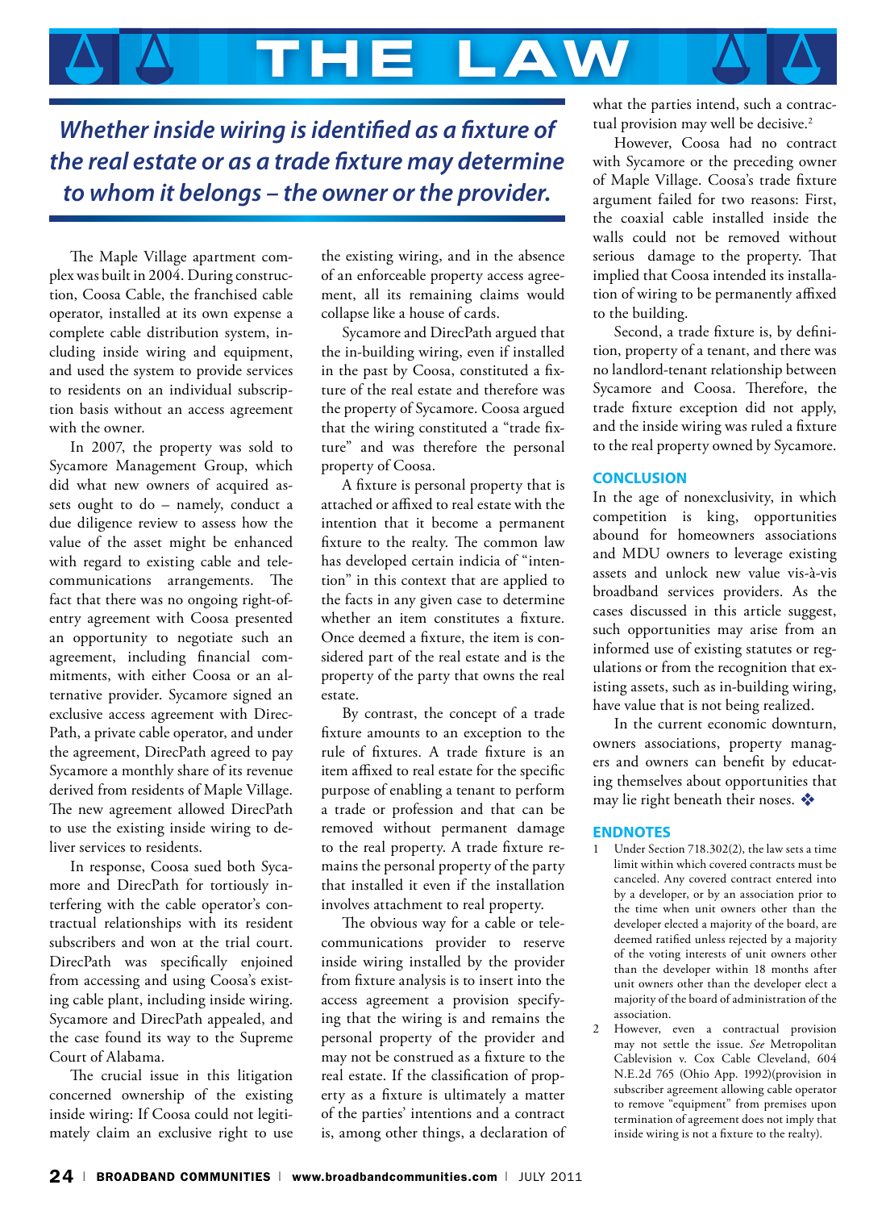*Whether inside wiring is identified as a fixture of the real estate or as a trade fixture may determine to whom it belongs – the owner or the provider.*

The Maple Village apartment complex was built in 2004. During construction, Coosa Cable, the franchised cable operator, installed at its own expense a complete cable distribution system, including inside wiring and equipment, and used the system to provide services to residents on an individual subscription basis without an access agreement with the owner.

In 2007, the property was sold to Sycamore Management Group, which did what new owners of acquired assets ought to do – namely, conduct a due diligence review to assess how the value of the asset might be enhanced with regard to existing cable and telecommunications arrangements. The fact that there was no ongoing right-of-entry agreement with Coosa presented an opportunity to negotiate such an agreement, including financial commitments, with either Coosa or an alternative provider. Sycamore signed an exclusive access agreement with DirecPath, a private cable operator, and under the agreement, DirecPath agreed to pay Sycamore a monthly share of its revenue derived from residents of Maple Village. The new agreement allowed DirecPath to use the existing inside wiring to deliver services to residents.

In response, Coosa sued both Sycamore and DirecPath for tortiously interfering with the cable operator's contractual relationships with its resident subscribers and won at the trial court. DirecPath was specifically enjoined from accessing and using Coosa's existing cable plant, including inside wiring. Sycamore and DirecPath appealed, and the case found its way to the Supreme Court of Alabama.

The crucial issue in this litigation concerned ownership of the existing inside wiring: If Coosa could not legitimately claim an exclusive right to use the existing wiring, and in the absence of an enforceable property access agreement, all its remaining claims would collapse like a house of cards.

Sycamore and DirecPath argued that the in-building wiring, even if installed in the past by Coosa, constituted a fixture of the real estate and therefore was the property of Sycamore. Coosa argued that the wiring constituted a "trade fixture" and was therefore the personal property of Coosa.

A fixture is personal property that is attached or affixed to real estate with the intention that it become a permanent fixture to the realty. The common law has developed certain indicia of "intention" in this context that are applied to the facts in any given case to determine whether an item constitutes a fixture. Once deemed a fixture, the item is considered part of the real estate and is the property of the party that owns the real estate.

By contrast, the concept of a trade fixture amounts to an exception to the rule of fixtures. A trade fixture is an item affixed to real estate for the specific purpose of enabling a tenant to perform a trade or profession and that can be removed without permanent damage to the real property. A trade fixture remains the personal property of the party that installed it even if the installation involves attachment to real property.

The obvious way for a cable or telecommunications provider to reserve inside wiring installed by the provider from fixture analysis is to insert into the access agreement a provision specifying that the wiring is and remains the personal property of the provider and may not be construed as a fixture to the real estate. If the classification of property as a fixture is ultimately a matter of the parties' intentions and a contract is, among other things, a declaration of what the parties intend, such a contractual provision may well be decisive.[2]

However, Coosa had no contract with Sycamore or the preceding owner of Maple Village. Coosa's trade fixture argument failed for two reasons: First, the coaxial cable installed inside the walls could not be removed without serious damage to the property. That implied that Coosa intended its installation of wiring to be permanently affixed to the building.

Second, a trade fixture is, by definition, property of a tenant, and there was no landlord-tenant relationship between Sycamore and Coosa. Therefore, the trade fixture exception did not apply, and the inside wiring was ruled a fixture to the real property owned by Sycamore.

## CONCLUSION

In the age of nonexclusivity, in which competition is king, opportunities abound for homeowners associations and MDU owners to leverage existing assets and unlock new value vis-à-vis broadband services providers. As the cases discussed in this article suggest, such opportunities may arise from an informed use of existing statutes or regulations or from the recognition that existing assets, such as in-building wiring, have value that is not being realized.

In the current economic downturn, owners associations, property managers and owners can benefit by educating themselves about opportunities that may lie right beneath their noses. ❖

## ENDNOTES

1. Under Section 718.302(2), the law sets a time limit within which covered contracts must be canceled. Any covered contract entered into by a developer, or by an association prior to the time when unit owners other than the developer elected a majority of the board, are deemed ratified unless rejected by a majority of the voting interests of unit owners other than the developer within 18 months after unit owners other than the developer elect a majority of the board of administration of the association.
2. However, even a contractual provision may not settle the issue. *See* Metropolitan Cablevision v. Cox Cable Cleveland, 604 N.E.2d 765 (Ohio App. 1992)(provision in subscriber agreement allowing cable operator to remove "equipment" from premises upon termination of agreement does not imply that inside wiring is not a fixture to the realty).